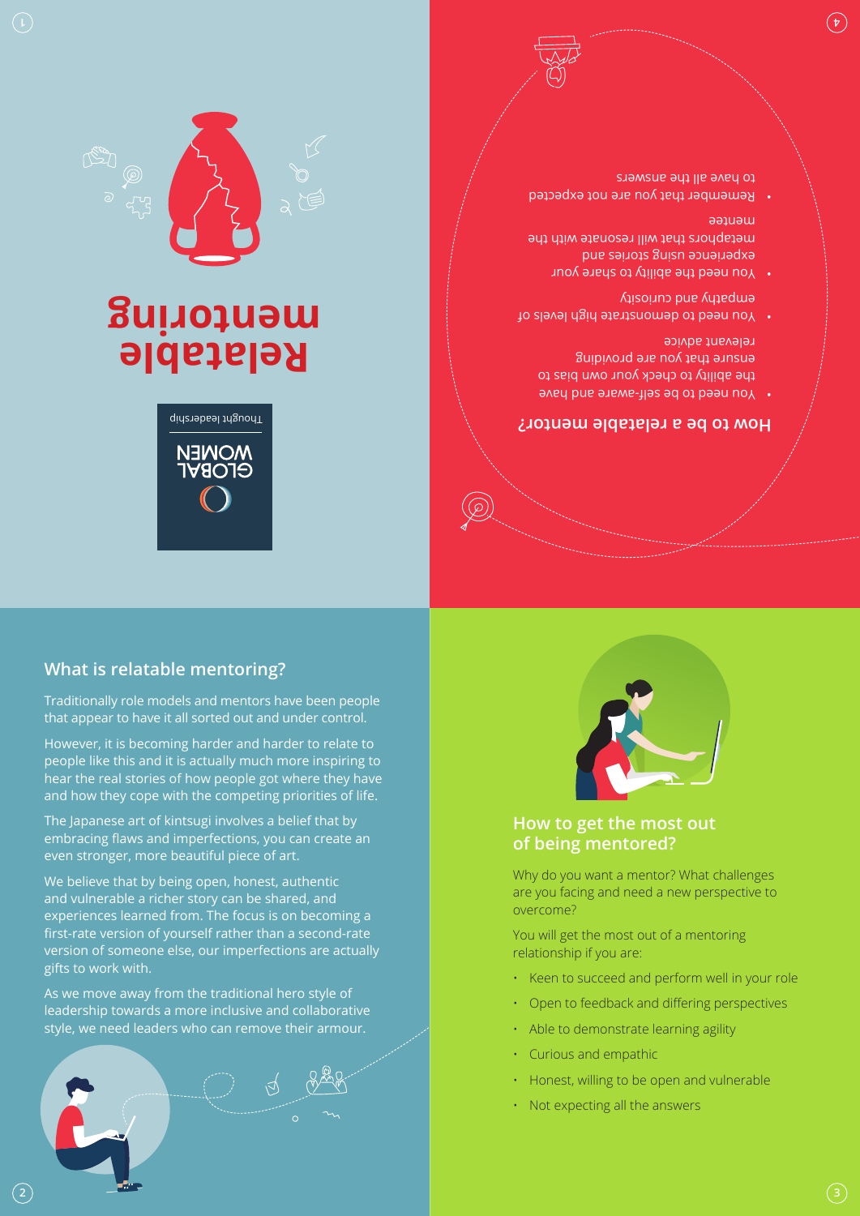# Relatable mentoring

GLOBAL WOMEN

Thought leadership

## What is relatable mentoring?

Traditionally role models and mentors have been people that appear to have it all sorted out and under control.

However, it is becoming harder and harder to relate to people like this and it is actually much more inspiring to hear the real stories of how people got where they have and how they cope with the competing priorities of life.

The Japanese art of kintsugi involves a belief that by embracing flaws and imperfections, you can create an even stronger, more beautiful piece of art.

We believe that by being open, honest, authentic and vulnerable a richer story can be shared, and experiences learned from. The focus is on becoming a first-rate version of yourself rather than a second-rate version of someone else, our imperfections are actually gifts to work with.

As we move away from the traditional hero style of leadership towards a more inclusive and collaborative style, we need leaders who can remove their armour.

## How to get the most out of being mentored?

Why do you want a mentor? What challenges are you facing and need a new perspective to overcome?

You will get the most out of a mentoring relationship if you are:

- Keen to succeed and perform well in your role
- Open to feedback and differing perspectives
- Able to demonstrate learning agility
- Curious and empathic
- Honest, willing to be open and vulnerable
- Not expecting all the answers

## How to be a relatable mentor?

- You need to be self-aware and have the ability to check your own bias to ensure that you are providing relevant advice
- You need to demonstrate high levels of empathy and curiosity
- You need the ability to share your experience using stories and metaphors that will resonate with the mentee
- Remember that you are not expected to have all the answers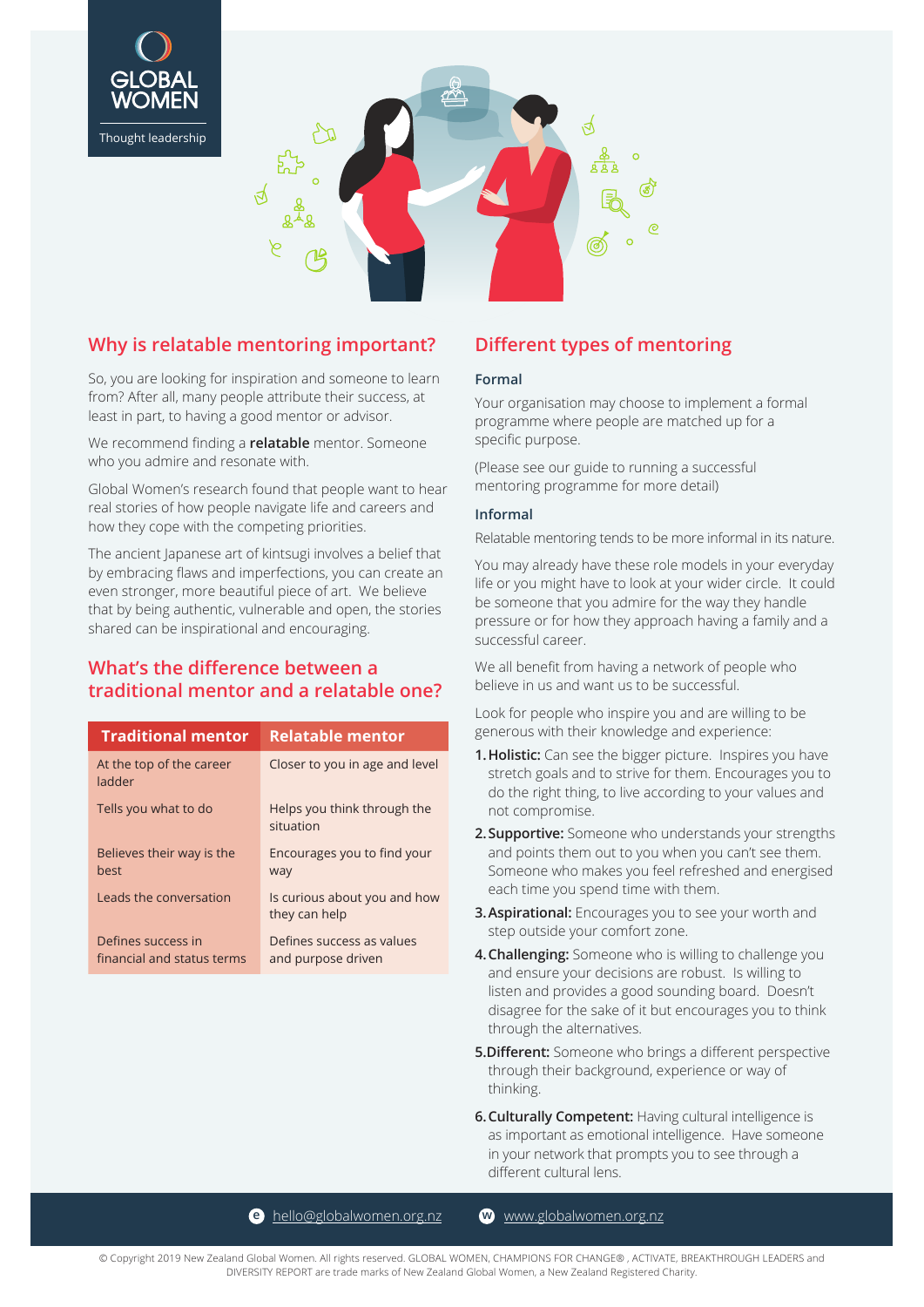GLOBAL WOMEN

Thought leadership

## Why is relatable mentoring important?

So, you are looking for inspiration and someone to learn from? After all, many people attribute their success, at least in part, to having a good mentor or advisor.

We recommend finding a **relatable** mentor. Someone who you admire and resonate with.

Global Women's research found that people want to hear real stories of how people navigate life and careers and how they cope with the competing priorities.

The ancient Japanese art of kintsugi involves a belief that by embracing flaws and imperfections, you can create an even stronger, more beautiful piece of art. We believe that by being authentic, vulnerable and open, the stories shared can be inspirational and encouraging.

## What's the difference between a traditional mentor and a relatable one?

| Traditional mentor | Relatable mentor |
| --- | --- |
| At the top of the career ladder | Closer to you in age and level |
| Tells you what to do | Helps you think through the situation |
| Believes their way is the best | Encourages you to find your way |
| Leads the conversation | Is curious about you and how they can help |
| Defines success in financial and status terms | Defines success as values and purpose driven |

## Different types of mentoring

### Formal

Your organisation may choose to implement a formal programme where people are matched up for a specific purpose.

(Please see our guide to running a successful mentoring programme for more detail)

### Informal

Relatable mentoring tends to be more informal in its nature.

You may already have these role models in your everyday life or you might have to look at your wider circle. It could be someone that you admire for the way they handle pressure or for how they approach having a family and a successful career.

We all benefit from having a network of people who believe in us and want us to be successful.

Look for people who inspire you and are willing to be generous with their knowledge and experience:

1. **Holistic:** Can see the bigger picture. Inspires you have stretch goals and to strive for them. Encourages you to do the right thing, to live according to your values and not compromise.
2. **Supportive:** Someone who understands your strengths and points them out to you when you can't see them. Someone who makes you feel refreshed and energised each time you spend time with them.
3. **Aspirational:** Encourages you to see your worth and step outside your comfort zone.
4. **Challenging:** Someone who is willing to challenge you and ensure your decisions are robust. Is willing to listen and provides a good sounding board. Doesn't disagree for the sake of it but encourages you to think through the alternatives.
5. **Different:** Someone who brings a different perspective through their background, experience or way of thinking.
6. **Culturally Competent:** Having cultural intelligence is as important as emotional intelligence. Have someone in your network that prompts you to see through a different cultural lens.

e hello@globalwomen.org.nz    w www.globalwomen.org.nz

© Copyright 2019 New Zealand Global Women. All rights reserved. GLOBAL WOMEN, CHAMPIONS FOR CHANGE®, ACTIVATE, BREAKTHROUGH LEADERS and DIVERSITY REPORT are trade marks of New Zealand Global Women, a New Zealand Registered Charity.